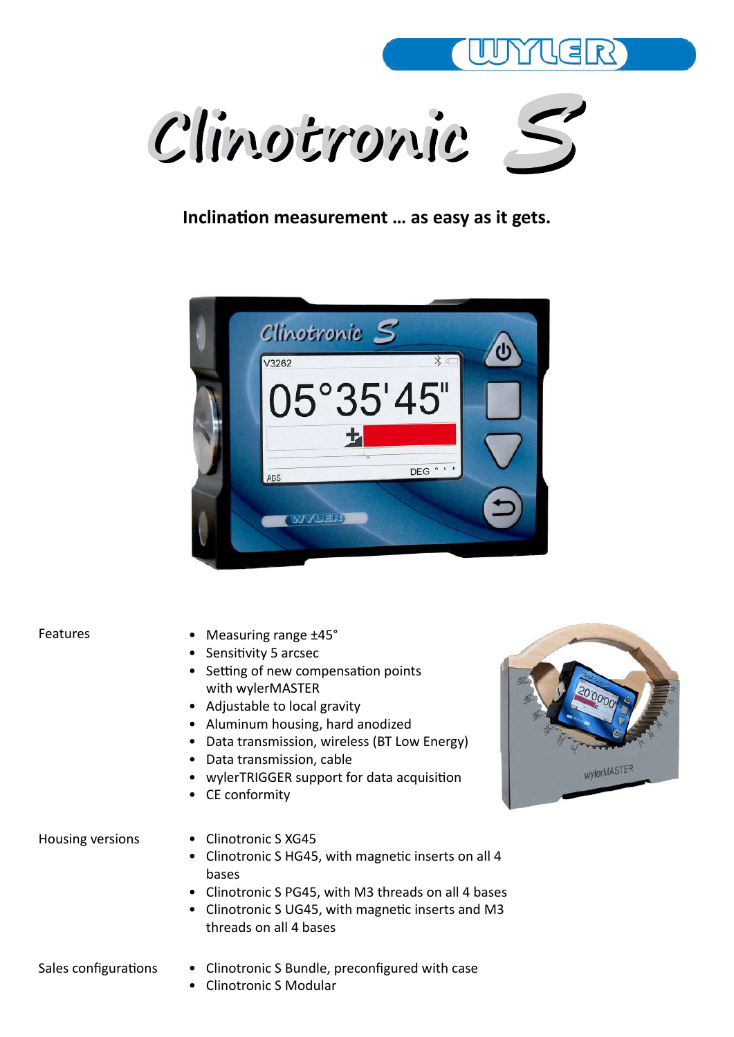# Clinotronic S

**Inclination measurement … as easy as it gets.**

Features

- Measuring range ±45°
- Sensitivity 5 arcsec
- Setting of new compensation points with wylerMASTER
- Adjustable to local gravity
- Aluminum housing, hard anodized
- Data transmission, wireless (BT Low Energy)
- Data transmission, cable
- wylerTRIGGER support for data acquisition
- CE conformity

Housing versions

- Clinotronic S XG45
- Clinotronic S HG45, with magnetic inserts on all 4 bases
- Clinotronic S PG45, with M3 threads on all 4 bases
- Clinotronic S UG45, with magnetic inserts and M3 threads on all 4 bases

Sales configurations

- Clinotronic S Bundle, preconfigured with case
- Clinotronic S Modular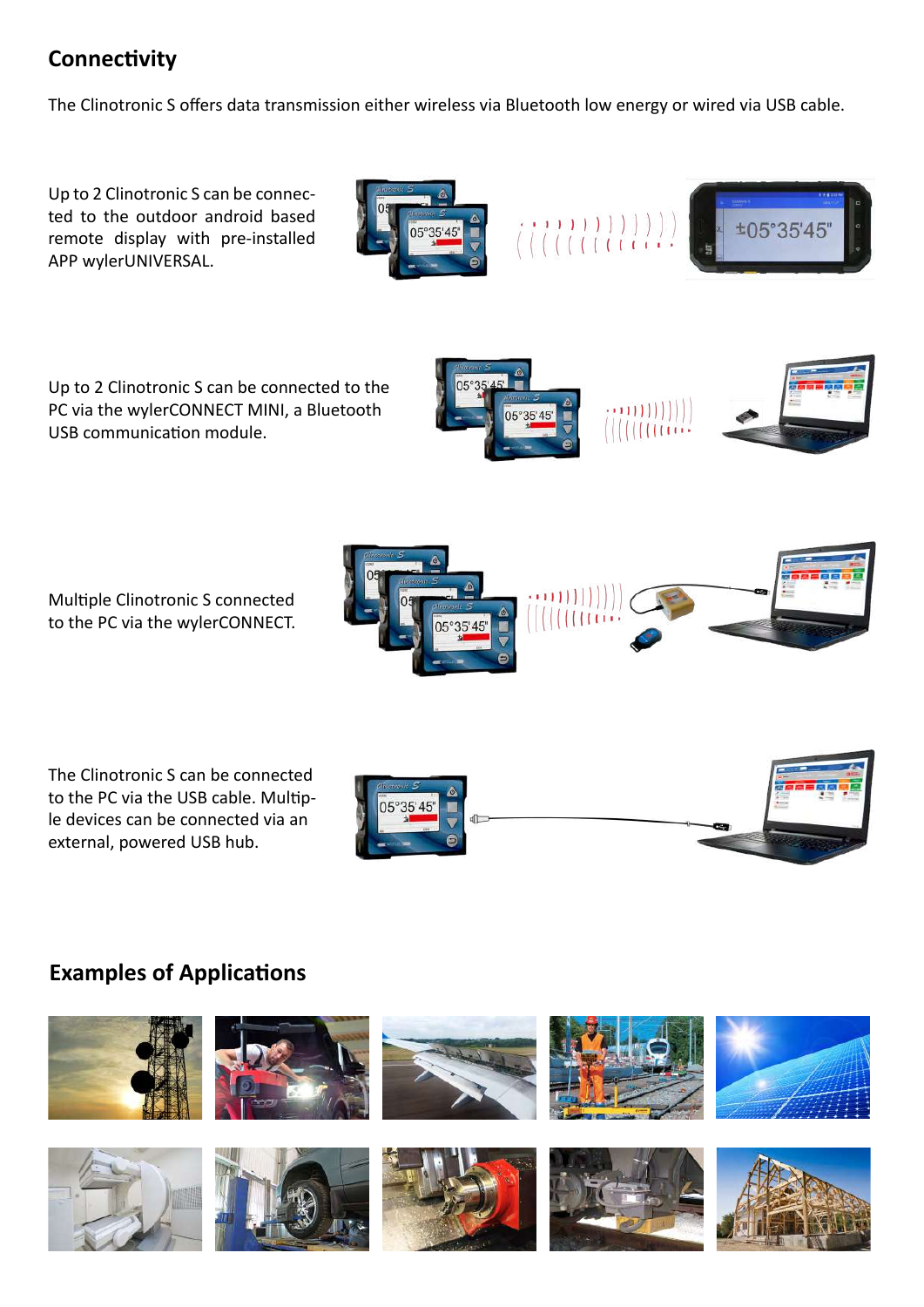## Connectivity

The Clinotronic S offers data transmission either wireless via Bluetooth low energy or wired via USB cable.

Up to 2 Clinotronic S can be connected to the outdoor android based remote display with pre-installed APP wylerUNIVERSAL.

Up to 2 Clinotronic S can be connected to the PC via the wylerCONNECT MINI, a Bluetooth USB communication module.

Multiple Clinotronic S connected to the PC via the wylerCONNECT.

The Clinotronic S can be connected to the PC via the USB cable. Multiple devices can be connected via an external, powered USB hub.

## Examples of Applications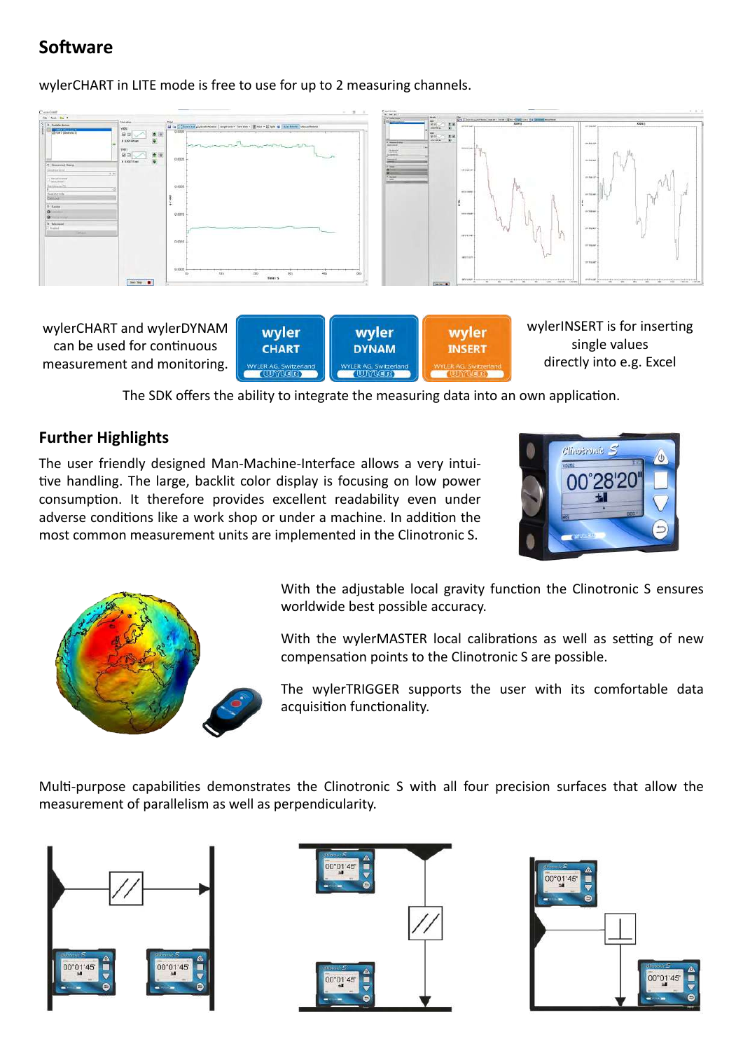## Software

wylerCHART in LITE mode is free to use for up to 2 measuring channels.

wylerCHART and wylerDYNAM can be used for continuous measurement and monitoring.

wylerINSERT is for inserting single values directly into e.g. Excel

The SDK offers the ability to integrate the measuring data into an own application.

## Further Highlights

The user friendly designed Man-Machine-Interface allows a very intuitive handling. The large, backlit color display is focusing on low power consumption. It therefore provides excellent readability even under adverse conditions like a work shop or under a machine. In addition the most common measurement units are implemented in the Clinotronic S.

With the adjustable local gravity function the Clinotronic S ensures worldwide best possible accuracy.

With the wylerMASTER local calibrations as well as setting of new compensation points to the Clinotronic S are possible.

The wylerTRIGGER supports the user with its comfortable data acquisition functionality.

Multi-purpose capabilities demonstrates the Clinotronic S with all four precision surfaces that allow the measurement of parallelism as well as perpendicularity.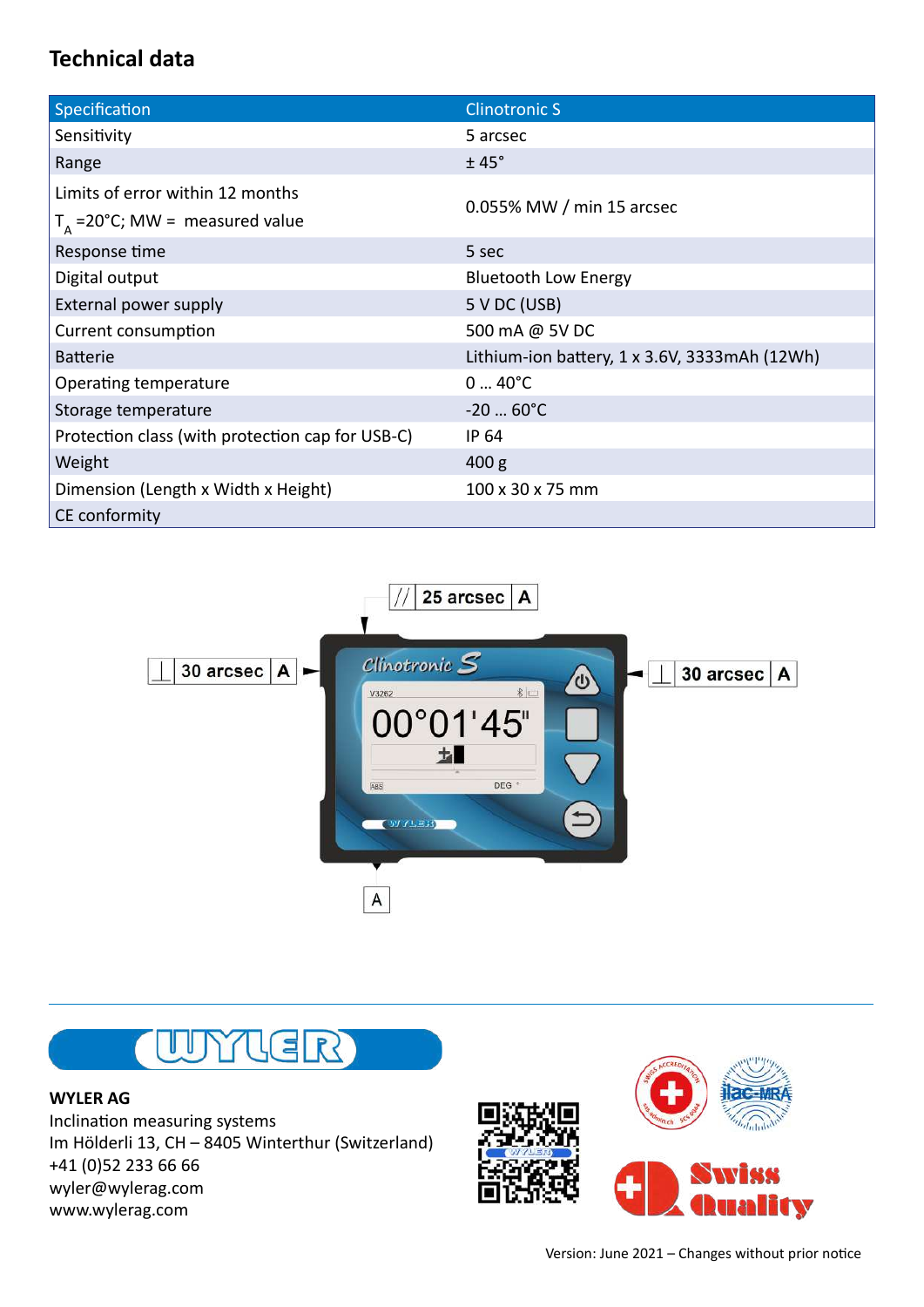## Technical data

| Specification | Clinotronic S |
|---|---|
| Sensitivity | 5 arcsec |
| Range | ± 45° |
| Limits of error within 12 months<br>$T_A$ =20°C; MW = measured value | 0.055% MW / min 15 arcsec |
| Response time | 5 sec |
| Digital output | Bluetooth Low Energy |
| External power supply | 5 V DC (USB) |
| Current consumption | 500 mA @ 5V DC |
| Batterie | Lithium-ion battery, 1 x 3.6V, 3333mAh (12Wh) |
| Operating temperature | 0 … 40°C |
| Storage temperature | -20 … 60°C |
| Protection class (with protection cap for USB-C) | IP 64 |
| Weight | 400 g |
| Dimension (Length x Width x Height) | 100 x 30 x 75 mm |
| CE conformity | |

// 25 arcsec A

⊥ 30 arcsec A

⊥ 30 arcsec A

A

**WYLER AG**
Inclination measuring systems
Im Hölderli 13, CH – 8405 Winterthur (Switzerland)
+41 (0)52 233 66 66
wyler@wylerag.com
www.wylerag.com

Version: June 2021 – Changes without prior notice